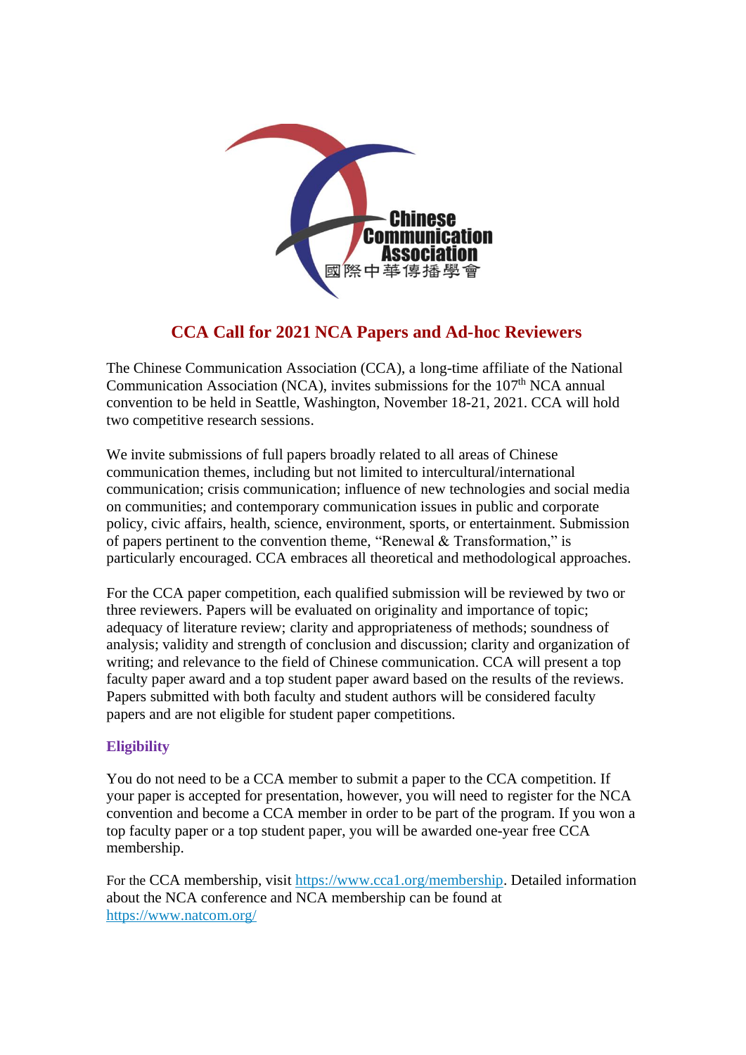# CCA Call for 2021 NCA Papers and Ad-hoc Reviewers

The Chinese Communication Association (CCA), a long-time affiliate of the National Communication Association (NCA), invites submissions for the 107th NCA annual convention to be held in Seattle, Washington, November 18-21, 2021. CCA will hold two competitive research sessions.

We invite submissions of full papers broadly related to all areas of Chinese communication themes, including but not limited to intercultural/international communication; crisis communication; influence of new technologies and social media on communities; and contemporary communication issues in public and corporate policy, civic affairs, health, science, environment, sports, or entertainment. Submission of papers pertinent to the convention theme, "Renewal & Transformation," is particularly encouraged. CCA embraces all theoretical and methodological approaches.

For the CCA paper competition, each qualified submission will be reviewed by two or three reviewers. Papers will be evaluated on originality and importance of topic; adequacy of literature review; clarity and appropriateness of methods; soundness of analysis; validity and strength of conclusion and discussion; clarity and organization of writing; and relevance to the field of Chinese communication. CCA will present a top faculty paper award and a top student paper award based on the results of the reviews. Papers submitted with both faculty and student authors will be considered faculty papers and are not eligible for student paper competitions.

### Eligibility

You do not need to be a CCA member to submit a paper to the CCA competition. If your paper is accepted for presentation, however, you will need to register for the NCA convention and become a CCA member in order to be part of the program. If you won a top faculty paper or a top student paper, you will be awarded one-year free CCA membership.

For the CCA membership, visit [https://www.cca1.org/membership](https://www.cca1.org/membership). Detailed information about the NCA conference and NCA membership can be found at [https://www.natcom.org/](https://www.natcom.org/)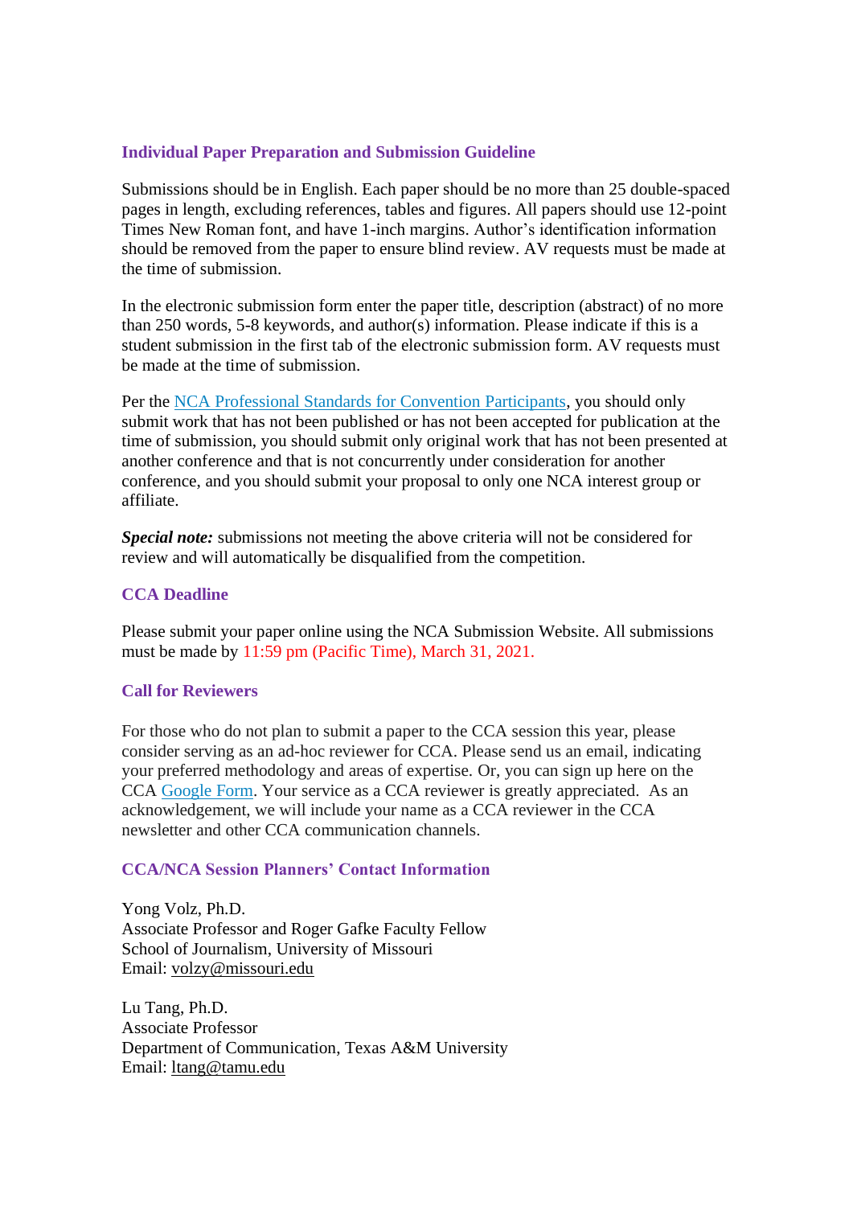### Individual Paper Preparation and Submission Guideline

Submissions should be in English. Each paper should be no more than 25 double-spaced pages in length, excluding references, tables and figures. All papers should use 12-point Times New Roman font, and have 1-inch margins. Author's identification information should be removed from the paper to ensure blind review. AV requests must be made at the time of submission.

In the electronic submission form enter the paper title, description (abstract) of no more than 250 words, 5-8 keywords, and author(s) information. Please indicate if this is a student submission in the first tab of the electronic submission form. AV requests must be made at the time of submission.

Per the NCA Professional Standards for Convention Participants, you should only submit work that has not been published or has not been accepted for publication at the time of submission, you should submit only original work that has not been presented at another conference and that is not concurrently under consideration for another conference, and you should submit your proposal to only one NCA interest group or affiliate.

***Special note:*** submissions not meeting the above criteria will not be considered for review and will automatically be disqualified from the competition.

### CCA Deadline

Please submit your paper online using the NCA Submission Website. All submissions must be made by 11:59 pm (Pacific Time), March 31, 2021.

### Call for Reviewers

For those who do not plan to submit a paper to the CCA session this year, please consider serving as an ad-hoc reviewer for CCA. Please send us an email, indicating your preferred methodology and areas of expertise. Or, you can sign up here on the CCA Google Form. Your service as a CCA reviewer is greatly appreciated. As an acknowledgement, we will include your name as a CCA reviewer in the CCA newsletter and other CCA communication channels.

### CCA/NCA Session Planners' Contact Information

Yong Volz, Ph.D.
Associate Professor and Roger Gafke Faculty Fellow
School of Journalism, University of Missouri
Email: volzy@missouri.edu

Lu Tang, Ph.D.
Associate Professor
Department of Communication, Texas A&M University
Email: ltang@tamu.edu